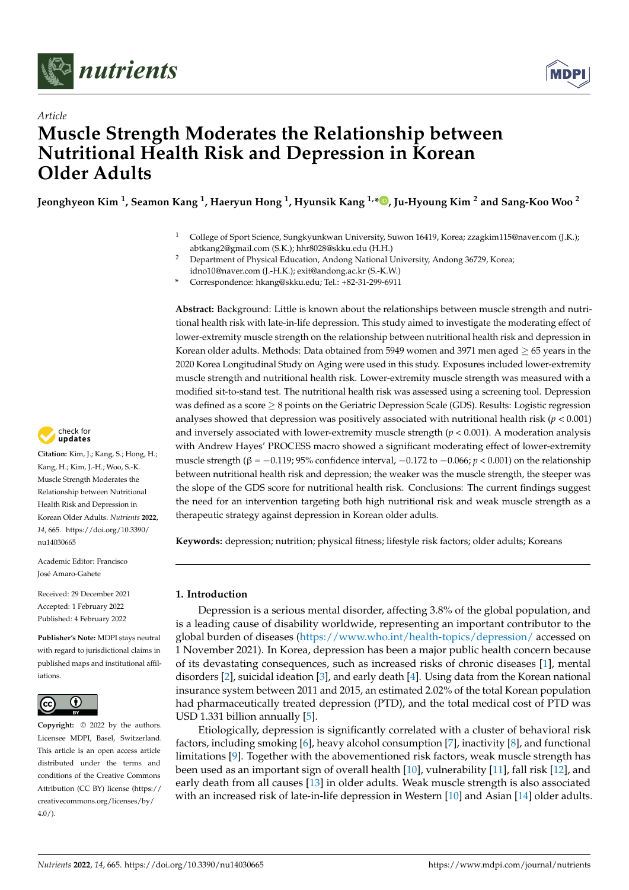*Article*

# Muscle Strength Moderates the Relationship between Nutritional Health Risk and Depression in Korean Older Adults

**Jeonghyeon Kim [1], Seamon Kang [1], Haeryun Hong [1], Hyunsik Kang [1,*], Ju-Hyoung Kim [2] and Sang-Koo Woo [2]**

[1] College of Sport Science, Sungkyunkwan University, Suwon 16419, Korea; zzagkim115@naver.com (J.K.); abtkang2@gmail.com (S.K.); hhr8028@skku.edu (H.H.)

[2] Department of Physical Education, Andong National University, Andong 36729, Korea; idno10@naver.com (J.-H.K.); exit@andong.ac.kr (S.-K.W.)

\* Correspondence: hkang@skku.edu; Tel.: +82-31-299-6911

**Abstract:** Background: Little is known about the relationships between muscle strength and nutritional health risk with late-in-life depression. This study aimed to investigate the moderating effect of lower-extremity muscle strength on the relationship between nutritional health risk and depression in Korean older adults. Methods: Data obtained from 5949 women and 3971 men aged ≥ 65 years in the 2020 Korea Longitudinal Study on Aging were used in this study. Exposures included lower-extremity muscle strength and nutritional health risk. Lower-extremity muscle strength was measured with a modified sit-to-stand test. The nutritional health risk was assessed using a screening tool. Depression was defined as a score ≥ 8 points on the Geriatric Depression Scale (GDS). Results: Logistic regression analyses showed that depression was positively associated with nutritional health risk ($p < 0.001$) and inversely associated with lower-extremity muscle strength ($p < 0.001$). A moderation analysis with Andrew Hayes' PROCESS macro showed a significant moderating effect of lower-extremity muscle strength (β = −0.119; 95% confidence interval, −0.172 to −0.066; $p < 0.001$) on the relationship between nutritional health risk and depression; the weaker was the muscle strength, the steeper was the slope of the GDS score for nutritional health risk. Conclusions: The current findings suggest the need for an intervention targeting both high nutritional risk and weak muscle strength as a therapeutic strategy against depression in Korean older adults.

**Keywords:** depression; nutrition; physical fitness; lifestyle risk factors; older adults; Koreans

**Citation:** Kim, J.; Kang, S.; Hong, H.; Kang, H.; Kim, J.-H.; Woo, S.-K. Muscle Strength Moderates the Relationship between Nutritional Health Risk and Depression in Korean Older Adults. *Nutrients* **2022**, *14*, 665. https://doi.org/10.3390/nu14030665

Academic Editor: Francisco José Amaro-Gahete

Received: 29 December 2021
Accepted: 1 February 2022
Published: 4 February 2022

**Publisher's Note:** MDPI stays neutral with regard to jurisdictional claims in published maps and institutional affiliations.

**Copyright:** © 2022 by the authors. Licensee MDPI, Basel, Switzerland. This article is an open access article distributed under the terms and conditions of the Creative Commons Attribution (CC BY) license (https://creativecommons.org/licenses/by/4.0/).

## 1. Introduction

Depression is a serious mental disorder, affecting 3.8% of the global population, and is a leading cause of disability worldwide, representing an important contributor to the global burden of diseases (https://www.who.int/health-topics/depression/ accessed on 1 November 2021). In Korea, depression has been a major public health concern because of its devastating consequences, such as increased risks of chronic diseases [1], mental disorders [2], suicidal ideation [3], and early death [4]. Using data from the Korean national insurance system between 2011 and 2015, an estimated 2.02% of the total Korean population had pharmaceutically treated depression (PTD), and the total medical cost of PTD was USD 1.331 billion annually [5].

Etiologically, depression is significantly correlated with a cluster of behavioral risk factors, including smoking [6], heavy alcohol consumption [7], inactivity [8], and functional limitations [9]. Together with the abovementioned risk factors, weak muscle strength has been used as an important sign of overall health [10], vulnerability [11], fall risk [12], and early death from all causes [13] in older adults. Weak muscle strength is also associated with an increased risk of late-in-life depression in Western [10] and Asian [14] older adults.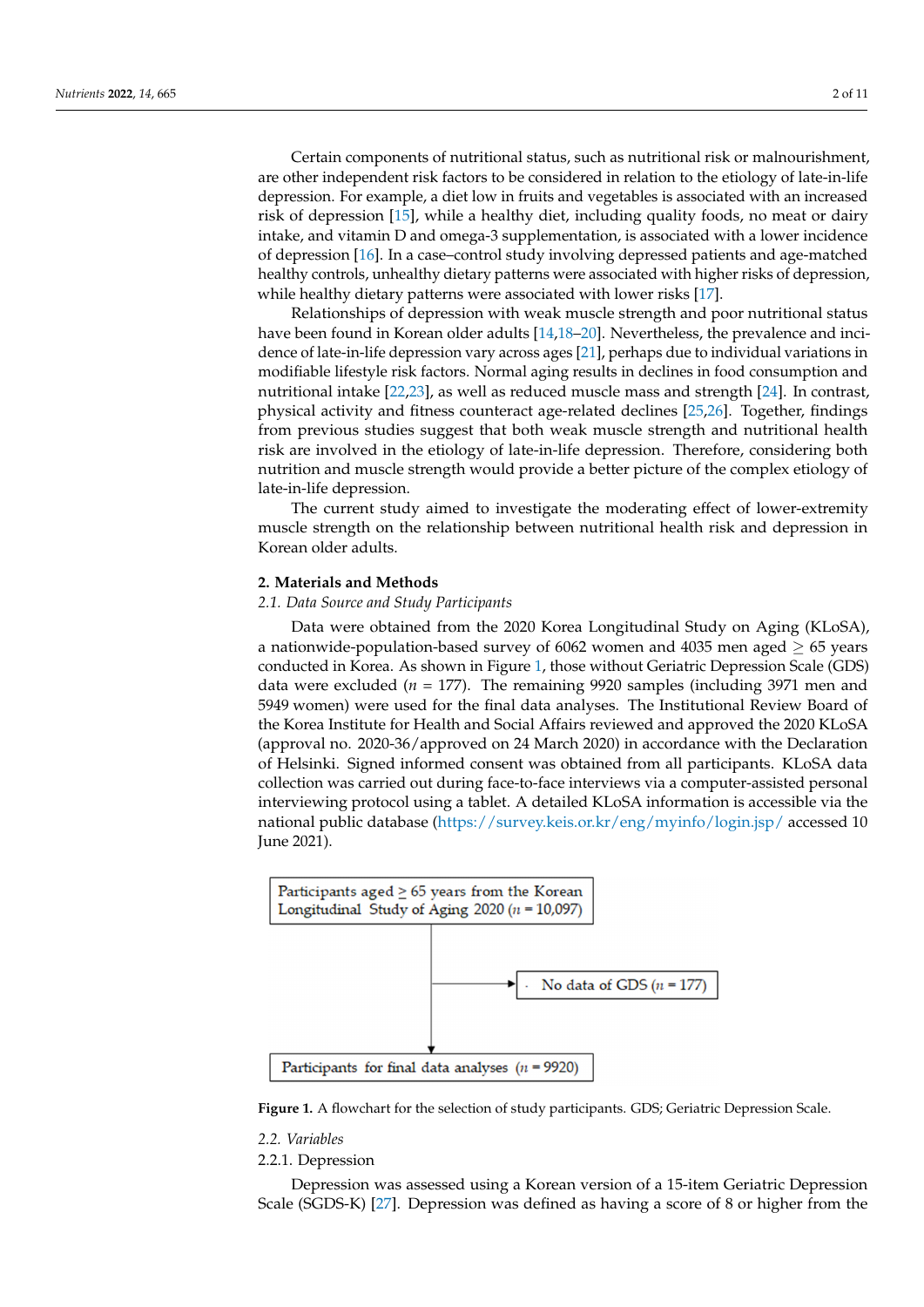Certain components of nutritional status, such as nutritional risk or malnourishment, are other independent risk factors to be considered in relation to the etiology of late-in-life depression. For example, a diet low in fruits and vegetables is associated with an increased risk of depression [15], while a healthy diet, including quality foods, no meat or dairy intake, and vitamin D and omega-3 supplementation, is associated with a lower incidence of depression [16]. In a case–control study involving depressed patients and age-matched healthy controls, unhealthy dietary patterns were associated with higher risks of depression, while healthy dietary patterns were associated with lower risks [17].

Relationships of depression with weak muscle strength and poor nutritional status have been found in Korean older adults [14,18–20]. Nevertheless, the prevalence and incidence of late-in-life depression vary across ages [21], perhaps due to individual variations in modifiable lifestyle risk factors. Normal aging results in declines in food consumption and nutritional intake [22,23], as well as reduced muscle mass and strength [24]. In contrast, physical activity and fitness counteract age-related declines [25,26]. Together, findings from previous studies suggest that both weak muscle strength and nutritional health risk are involved in the etiology of late-in-life depression. Therefore, considering both nutrition and muscle strength would provide a better picture of the complex etiology of late-in-life depression.

The current study aimed to investigate the moderating effect of lower-extremity muscle strength on the relationship between nutritional health risk and depression in Korean older adults.

## 2. Materials and Methods

### 2.1. Data Source and Study Participants

Data were obtained from the 2020 Korea Longitudinal Study on Aging (KLoSA), a nationwide-population-based survey of 6062 women and 4035 men aged $\geq$ 65 years conducted in Korea. As shown in Figure 1, those without Geriatric Depression Scale (GDS) data were excluded ($n$ = 177). The remaining 9920 samples (including 3971 men and 5949 women) were used for the final data analyses. The Institutional Review Board of the Korea Institute for Health and Social Affairs reviewed and approved the 2020 KLoSA (approval no. 2020-36/approved on 24 March 2020) in accordance with the Declaration of Helsinki. Signed informed consent was obtained from all participants. KLoSA data collection was carried out during face-to-face interviews via a computer-assisted personal interviewing protocol using a tablet. A detailed KLoSA information is accessible via the national public database (https://survey.keis.or.kr/eng/myinfo/login.jsp/ accessed 10 June 2021).

Participants aged $\geq$ 65 years from the Korean Longitudinal Study of Aging 2020 ($n$ = 10,097)

→ No data of GDS ($n$ = 177)

Participants for final data analyses ($n$ = 9920)

**Figure 1.** A flowchart for the selection of study participants. GDS; Geriatric Depression Scale.

### 2.2. Variables

#### 2.2.1. Depression

Depression was assessed using a Korean version of a 15-item Geriatric Depression Scale (SGDS-K) [27]. Depression was defined as having a score of 8 or higher from the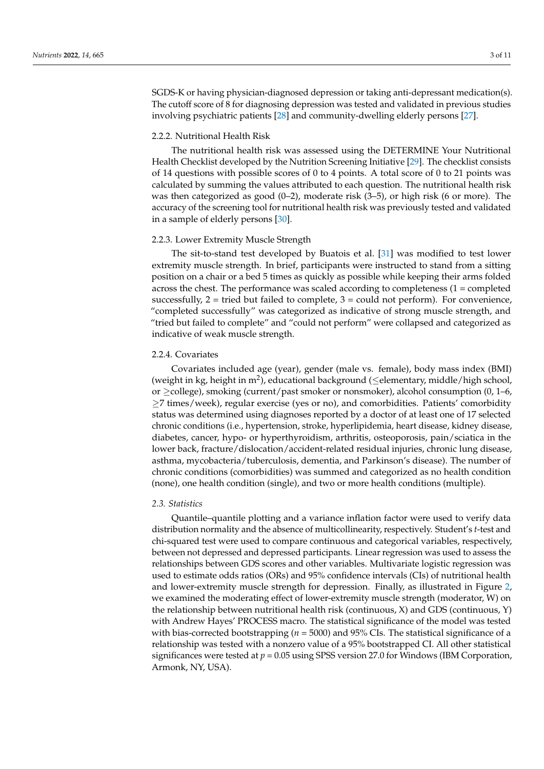SGDS-K or having physician-diagnosed depression or taking anti-depressant medication(s). The cutoff score of 8 for diagnosing depression was tested and validated in previous studies involving psychiatric patients [28] and community-dwelling elderly persons [27].

#### 2.2.2. Nutritional Health Risk

The nutritional health risk was assessed using the DETERMINE Your Nutritional Health Checklist developed by the Nutrition Screening Initiative [29]. The checklist consists of 14 questions with possible scores of 0 to 4 points. A total score of 0 to 21 points was calculated by summing the values attributed to each question. The nutritional health risk was then categorized as good (0–2), moderate risk (3–5), or high risk (6 or more). The accuracy of the screening tool for nutritional health risk was previously tested and validated in a sample of elderly persons [30].

#### 2.2.3. Lower Extremity Muscle Strength

The sit-to-stand test developed by Buatois et al. [31] was modified to test lower extremity muscle strength. In brief, participants were instructed to stand from a sitting position on a chair or a bed 5 times as quickly as possible while keeping their arms folded across the chest. The performance was scaled according to completeness (1 = completed successfully, 2 = tried but failed to complete, 3 = could not perform). For convenience, "completed successfully" was categorized as indicative of strong muscle strength, and "tried but failed to complete" and "could not perform" were collapsed and categorized as indicative of weak muscle strength.

#### 2.2.4. Covariates

Covariates included age (year), gender (male vs. female), body mass index (BMI) (weight in kg, height in $m^2$), educational background (≤elementary, middle/high school, or ≥college), smoking (current/past smoker or nonsmoker), alcohol consumption (0, 1–6, ≥7 times/week), regular exercise (yes or no), and comorbidities. Patients' comorbidity status was determined using diagnoses reported by a doctor of at least one of 17 selected chronic conditions (i.e., hypertension, stroke, hyperlipidemia, heart disease, kidney disease, diabetes, cancer, hypo- or hyperthyroidism, arthritis, osteoporosis, pain/sciatica in the lower back, fracture/dislocation/accident-related residual injuries, chronic lung disease, asthma, mycobacteria/tuberculosis, dementia, and Parkinson's disease). The number of chronic conditions (comorbidities) was summed and categorized as no health condition (none), one health condition (single), and two or more health conditions (multiple).

### *2.3. Statistics*

Quantile–quantile plotting and a variance inflation factor were used to verify data distribution normality and the absence of multicollinearity, respectively. Student's *t*-test and chi-squared test were used to compare continuous and categorical variables, respectively, between not depressed and depressed participants. Linear regression was used to assess the relationships between GDS scores and other variables. Multivariate logistic regression was used to estimate odds ratios (ORs) and 95% confidence intervals (CIs) of nutritional health and lower-extremity muscle strength for depression. Finally, as illustrated in Figure 2, we examined the moderating effect of lower-extremity muscle strength (moderator, W) on the relationship between nutritional health risk (continuous, X) and GDS (continuous, Y) with Andrew Hayes' PROCESS macro. The statistical significance of the model was tested with bias-corrected bootstrapping ($n$ = 5000) and 95% CIs. The statistical significance of a relationship was tested with a nonzero value of a 95% bootstrapped CI. All other statistical significances were tested at $p$ = 0.05 using SPSS version 27.0 for Windows (IBM Corporation, Armonk, NY, USA).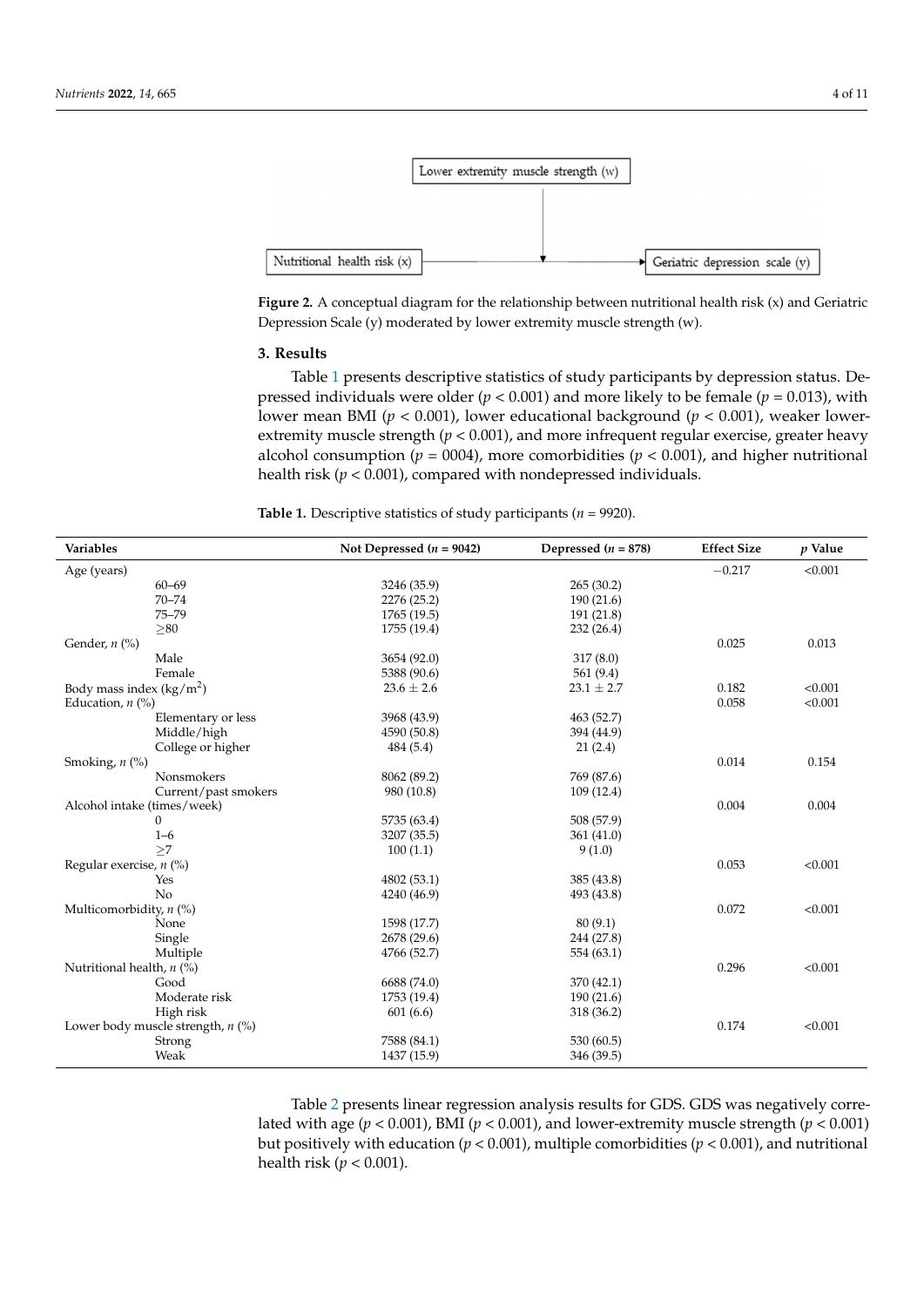Lower extremity muscle strength (w)

Nutritional health risk (x)

Geriatric depression scale (y)

**Figure 2.** A conceptual diagram for the relationship between nutritional health risk (x) and Geriatric Depression Scale (y) moderated by lower extremity muscle strength (w).

### 3. Results

Table 1 presents descriptive statistics of study participants by depression status. Depressed individuals were older ($p < 0.001$) and more likely to be female ($p = 0.013$), with lower mean BMI ($p < 0.001$), lower educational background ($p < 0.001$), weaker lower-extremity muscle strength ($p < 0.001$), and more infrequent regular exercise, greater heavy alcohol consumption ($p = 0004$), more comorbidities ($p < 0.001$), and higher nutritional health risk ($p < 0.001$), compared with nondepressed individuals.

**Table 1.** Descriptive statistics of study participants ($n = 9920$).

| Variables | Not Depressed ($n = 9042$) | Depressed ($n = 878$) | Effect Size | $p$ Value |
|---|---|---|---|---|
| Age (years) | | | −0.217 | <0.001 |
| 60–69 | 3246 (35.9) | 265 (30.2) | | |
| 70–74 | 2276 (25.2) | 190 (21.6) | | |
| 75–79 | 1765 (19.5) | 191 (21.8) | | |
| ≥80 | 1755 (19.4) | 232 (26.4) | | |
| Gender, $n$ (%) | | | 0.025 | 0.013 |
| Male | 3654 (92.0) | 317 (8.0) | | |
| Female | 5388 (90.6) | 561 (9.4) | | |
| Body mass index (kg/m$^2$) | 23.6 ± 2.6 | 23.1 ± 2.7 | 0.182 | <0.001 |
| Education, $n$ (%) | | | 0.058 | <0.001 |
| Elementary or less | 3968 (43.9) | 463 (52.7) | | |
| Middle/high | 4590 (50.8) | 394 (44.9) | | |
| College or higher | 484 (5.4) | 21 (2.4) | | |
| Smoking, $n$ (%) | | | 0.014 | 0.154 |
| Nonsmokers | 8062 (89.2) | 769 (87.6) | | |
| Current/past smokers | 980 (10.8) | 109 (12.4) | | |
| Alcohol intake (times/week) | | | 0.004 | 0.004 |
| 0 | 5735 (63.4) | 508 (57.9) | | |
| 1–6 | 3207 (35.5) | 361 (41.0) | | |
| ≥7 | 100 (1.1) | 9 (1.0) | | |
| Regular exercise, $n$ (%) | | | 0.053 | <0.001 |
| Yes | 4802 (53.1) | 385 (43.8) | | |
| No | 4240 (46.9) | 493 (43.8) | | |
| Multicomorbidity, $n$ (%) | | | 0.072 | <0.001 |
| None | 1598 (17.7) | 80 (9.1) | | |
| Single | 2678 (29.6) | 244 (27.8) | | |
| Multiple | 4766 (52.7) | 554 (63.1) | | |
| Nutritional health, $n$ (%) | | | 0.296 | <0.001 |
| Good | 6688 (74.0) | 370 (42.1) | | |
| Moderate risk | 1753 (19.4) | 190 (21.6) | | |
| High risk | 601 (6.6) | 318 (36.2) | | |
| Lower body muscle strength, $n$ (%) | | | 0.174 | <0.001 |
| Strong | 7588 (84.1) | 530 (60.5) | | |
| Weak | 1437 (15.9) | 346 (39.5) | | |

Table 2 presents linear regression analysis results for GDS. GDS was negatively correlated with age ($p < 0.001$), BMI ($p < 0.001$), and lower-extremity muscle strength ($p < 0.001$) but positively with education ($p < 0.001$), multiple comorbidities ($p < 0.001$), and nutritional health risk ($p < 0.001$).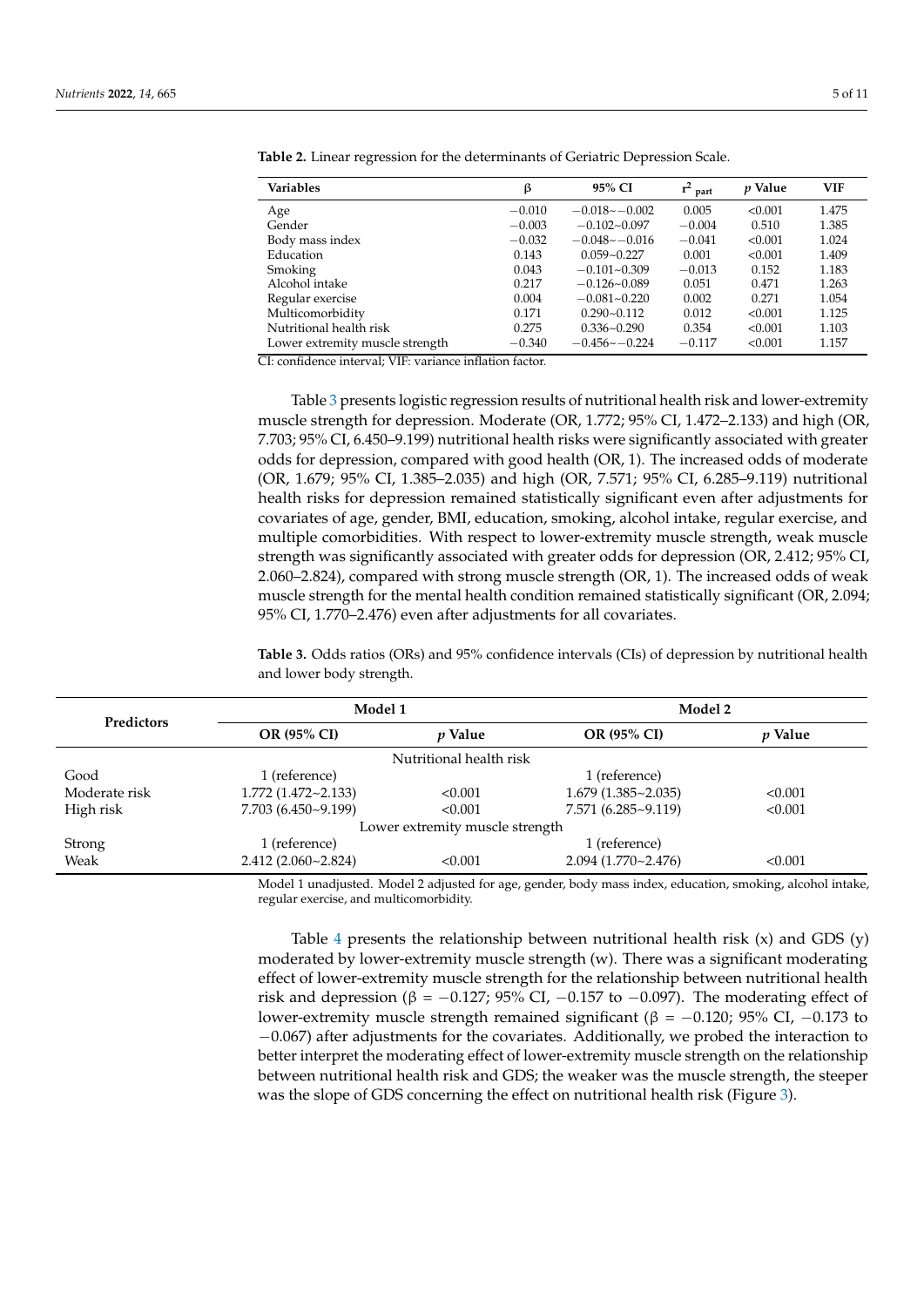**Table 2.** Linear regression for the determinants of Geriatric Depression Scale.

| Variables | β | 95% CI | $r^2_{part}$ | *p* Value | VIF |
|---|---|---|---|---|---|
| Age | −0.010 | −0.018~−0.002 | 0.005 | <0.001 | 1.475 |
| Gender | −0.003 | −0.102~0.097 | −0.004 | 0.510 | 1.385 |
| Body mass index | −0.032 | −0.048~−0.016 | −0.041 | <0.001 | 1.024 |
| Education | 0.143 | 0.059~0.227 | 0.001 | <0.001 | 1.409 |
| Smoking | 0.043 | −0.101~0.309 | −0.013 | 0.152 | 1.183 |
| Alcohol intake | 0.217 | −0.126~0.089 | 0.051 | 0.471 | 1.263 |
| Regular exercise | 0.004 | −0.081~0.220 | 0.002 | 0.271 | 1.054 |
| Multicomorbidity | 0.171 | 0.290~0.112 | 0.012 | <0.001 | 1.125 |
| Nutritional health risk | 0.275 | 0.336~0.290 | 0.354 | <0.001 | 1.103 |
| Lower extremity muscle strength | −0.340 | −0.456~−0.224 | −0.117 | <0.001 | 1.157 |

CI: confidence interval; VIF: variance inflation factor.

Table 3 presents logistic regression results of nutritional health risk and lower-extremity muscle strength for depression. Moderate (OR, 1.772; 95% CI, 1.472–2.133) and high (OR, 7.703; 95% CI, 6.450–9.199) nutritional health risks were significantly associated with greater odds for depression, compared with good health (OR, 1). The increased odds of moderate (OR, 1.679; 95% CI, 1.385–2.035) and high (OR, 7.571; 95% CI, 6.285–9.119) nutritional health risks for depression remained statistically significant even after adjustments for covariates of age, gender, BMI, education, smoking, alcohol intake, regular exercise, and multiple comorbidities. With respect to lower-extremity muscle strength, weak muscle strength was significantly associated with greater odds for depression (OR, 2.412; 95% CI, 2.060–2.824), compared with strong muscle strength (OR, 1). The increased odds of weak muscle strength for the mental health condition remained statistically significant (OR, 2.094; 95% CI, 1.770–2.476) even after adjustments for all covariates.

**Table 3.** Odds ratios (ORs) and 95% confidence intervals (CIs) of depression by nutritional health and lower body strength.

| Predictors | Model 1 | | Model 2 | |
|---|---|---|---|---|
| | **OR (95% CI)** | ***p* Value** | **OR (95% CI)** | ***p* Value** |
| | | Nutritional health risk | | |
| Good | 1 (reference) | | 1 (reference) | |
| Moderate risk | 1.772 (1.472~2.133) | <0.001 | 1.679 (1.385~2.035) | <0.001 |
| High risk | 7.703 (6.450~9.199) | <0.001 | 7.571 (6.285~9.119) | <0.001 |
| | | Lower extremity muscle strength | | |
| Strong | 1 (reference) | | 1 (reference) | |
| Weak | 2.412 (2.060~2.824) | <0.001 | 2.094 (1.770~2.476) | <0.001 |

Model 1 unadjusted. Model 2 adjusted for age, gender, body mass index, education, smoking, alcohol intake, regular exercise, and multicomorbidity.

Table 4 presents the relationship between nutritional health risk (x) and GDS (y) moderated by lower-extremity muscle strength (w). There was a significant moderating effect of lower-extremity muscle strength for the relationship between nutritional health risk and depression (β = −0.127; 95% CI, −0.157 to −0.097). The moderating effect of lower-extremity muscle strength remained significant (β = −0.120; 95% CI, −0.173 to −0.067) after adjustments for the covariates. Additionally, we probed the interaction to better interpret the moderating effect of lower-extremity muscle strength on the relationship between nutritional health risk and GDS; the weaker was the muscle strength, the steeper was the slope of GDS concerning the effect on nutritional health risk (Figure 3).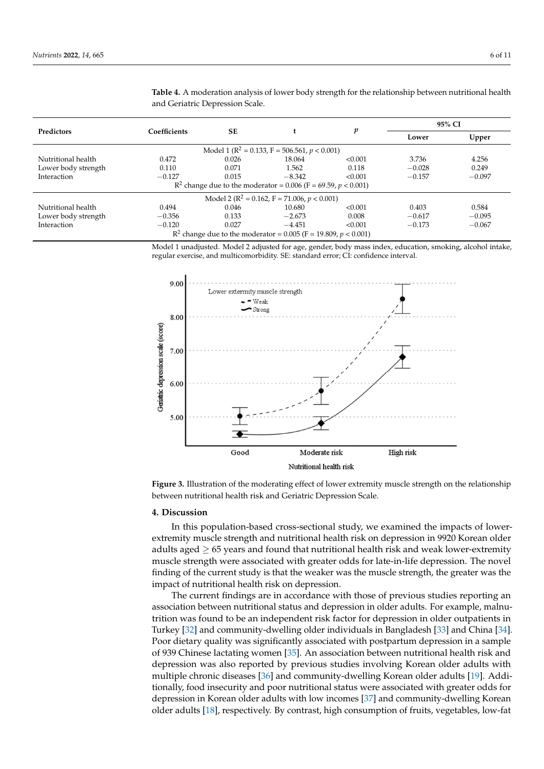**Table 4.** A moderation analysis of lower body strength for the relationship between nutritional health and Geriatric Depression Scale.

| Predictors | Coefficients | SE | t | $p$ | 95% CI | |
|---|---|---|---|---|---|---|
| | | | | | Lower | Upper |
| Model 1 ($R^2 = 0.133$, $F = 506.561$, $p < 0.001$) | | | | | | |
| Nutritional health | 0.472 | 0.026 | 18.064 | <0.001 | 3.736 | 4.256 |
| Lower body strength | 0.110 | 0.071 | 1.562 | 0.118 | −0.028 | 0.249 |
| Interaction | −0.127 | 0.015 | −8.342 | <0.001 | −0.157 | −0.097 |
| $R^2$ change due to the moderator = 0.006 ($F = 69.59$, $p < 0.001$) | | | | | | |
| Model 2 ($R^2 = 0.162$, $F = 71.006$, $p < 0.001$) | | | | | | |
| Nutritional health | 0.494 | 0.046 | 10.680 | <0.001 | 0.403 | 0.584 |
| Lower body strength | −0.356 | 0.133 | −2.673 | 0.008 | −0.617 | −0.095 |
| Interaction | −0.120 | 0.027 | −4.451 | <0.001 | −0.173 | −0.067 |
| $R^2$ change due to the moderator = 0.005 ($F = 19.809$, $p < 0.001$) | | | | | | |

Model 1 unadjusted. Model 2 adjusted for age, gender, body mass index, education, smoking, alcohol intake, regular exercise, and multicomorbidity. SE: standard error; CI: confidence interval.

**Figure 3.** Illustration of the moderating effect of lower extremity muscle strength on the relationship between nutritional health risk and Geriatric Depression Scale.

## 4. Discussion

In this population-based cross-sectional study, we examined the impacts of lower-extremity muscle strength and nutritional health risk on depression in 9920 Korean older adults aged ≥ 65 years and found that nutritional health risk and weak lower-extremity muscle strength were associated with greater odds for late-in-life depression. The novel finding of the current study is that the weaker was the muscle strength, the greater was the impact of nutritional health risk on depression.

The current findings are in accordance with those of previous studies reporting an association between nutritional status and depression in older adults. For example, malnutrition was found to be an independent risk factor for depression in older outpatients in Turkey [32] and community-dwelling older individuals in Bangladesh [33] and China [34]. Poor dietary quality was significantly associated with postpartum depression in a sample of 939 Chinese lactating women [35]. An association between nutritional health risk and depression was also reported by previous studies involving Korean older adults with multiple chronic diseases [36] and community-dwelling Korean older adults [19]. Additionally, food insecurity and poor nutritional status were associated with greater odds for depression in Korean older adults with low incomes [37] and community-dwelling Korean older adults [18], respectively. By contrast, high consumption of fruits, vegetables, low-fat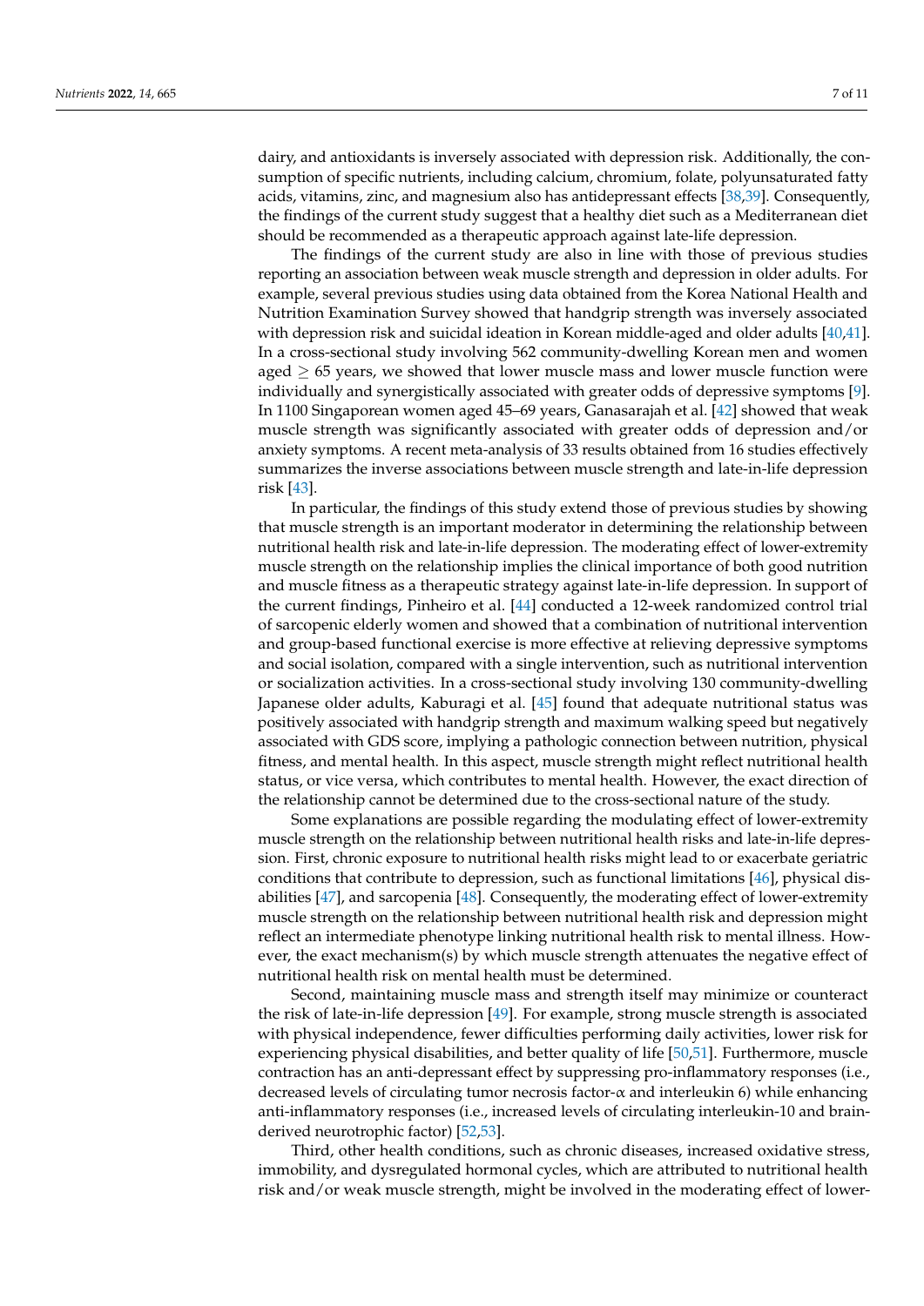dairy, and antioxidants is inversely associated with depression risk. Additionally, the consumption of specific nutrients, including calcium, chromium, folate, polyunsaturated fatty acids, vitamins, zinc, and magnesium also has antidepressant effects [38,39]. Consequently, the findings of the current study suggest that a healthy diet such as a Mediterranean diet should be recommended as a therapeutic approach against late-life depression.

The findings of the current study are also in line with those of previous studies reporting an association between weak muscle strength and depression in older adults. For example, several previous studies using data obtained from the Korea National Health and Nutrition Examination Survey showed that handgrip strength was inversely associated with depression risk and suicidal ideation in Korean middle-aged and older adults [40,41]. In a cross-sectional study involving 562 community-dwelling Korean men and women aged $\geq$ 65 years, we showed that lower muscle mass and lower muscle function were individually and synergistically associated with greater odds of depressive symptoms [9]. In 1100 Singaporean women aged 45–69 years, Ganasarajah et al. [42] showed that weak muscle strength was significantly associated with greater odds of depression and/or anxiety symptoms. A recent meta-analysis of 33 results obtained from 16 studies effectively summarizes the inverse associations between muscle strength and late-in-life depression risk [43].

In particular, the findings of this study extend those of previous studies by showing that muscle strength is an important moderator in determining the relationship between nutritional health risk and late-in-life depression. The moderating effect of lower-extremity muscle strength on the relationship implies the clinical importance of both good nutrition and muscle fitness as a therapeutic strategy against late-in-life depression. In support of the current findings, Pinheiro et al. [44] conducted a 12-week randomized control trial of sarcopenic elderly women and showed that a combination of nutritional intervention and group-based functional exercise is more effective at relieving depressive symptoms and social isolation, compared with a single intervention, such as nutritional intervention or socialization activities. In a cross-sectional study involving 130 community-dwelling Japanese older adults, Kaburagi et al. [45] found that adequate nutritional status was positively associated with handgrip strength and maximum walking speed but negatively associated with GDS score, implying a pathologic connection between nutrition, physical fitness, and mental health. In this aspect, muscle strength might reflect nutritional health status, or vice versa, which contributes to mental health. However, the exact direction of the relationship cannot be determined due to the cross-sectional nature of the study.

Some explanations are possible regarding the modulating effect of lower-extremity muscle strength on the relationship between nutritional health risks and late-in-life depression. First, chronic exposure to nutritional health risks might lead to or exacerbate geriatric conditions that contribute to depression, such as functional limitations [46], physical disabilities [47], and sarcopenia [48]. Consequently, the moderating effect of lower-extremity muscle strength on the relationship between nutritional health risk and depression might reflect an intermediate phenotype linking nutritional health risk to mental illness. However, the exact mechanism(s) by which muscle strength attenuates the negative effect of nutritional health risk on mental health must be determined.

Second, maintaining muscle mass and strength itself may minimize or counteract the risk of late-in-life depression [49]. For example, strong muscle strength is associated with physical independence, fewer difficulties performing daily activities, lower risk for experiencing physical disabilities, and better quality of life [50,51]. Furthermore, muscle contraction has an anti-depressant effect by suppressing pro-inflammatory responses (i.e., decreased levels of circulating tumor necrosis factor-$\alpha$ and interleukin 6) while enhancing anti-inflammatory responses (i.e., increased levels of circulating interleukin-10 and brain-derived neurotrophic factor) [52,53].

Third, other health conditions, such as chronic diseases, increased oxidative stress, immobility, and dysregulated hormonal cycles, which are attributed to nutritional health risk and/or weak muscle strength, might be involved in the moderating effect of lower-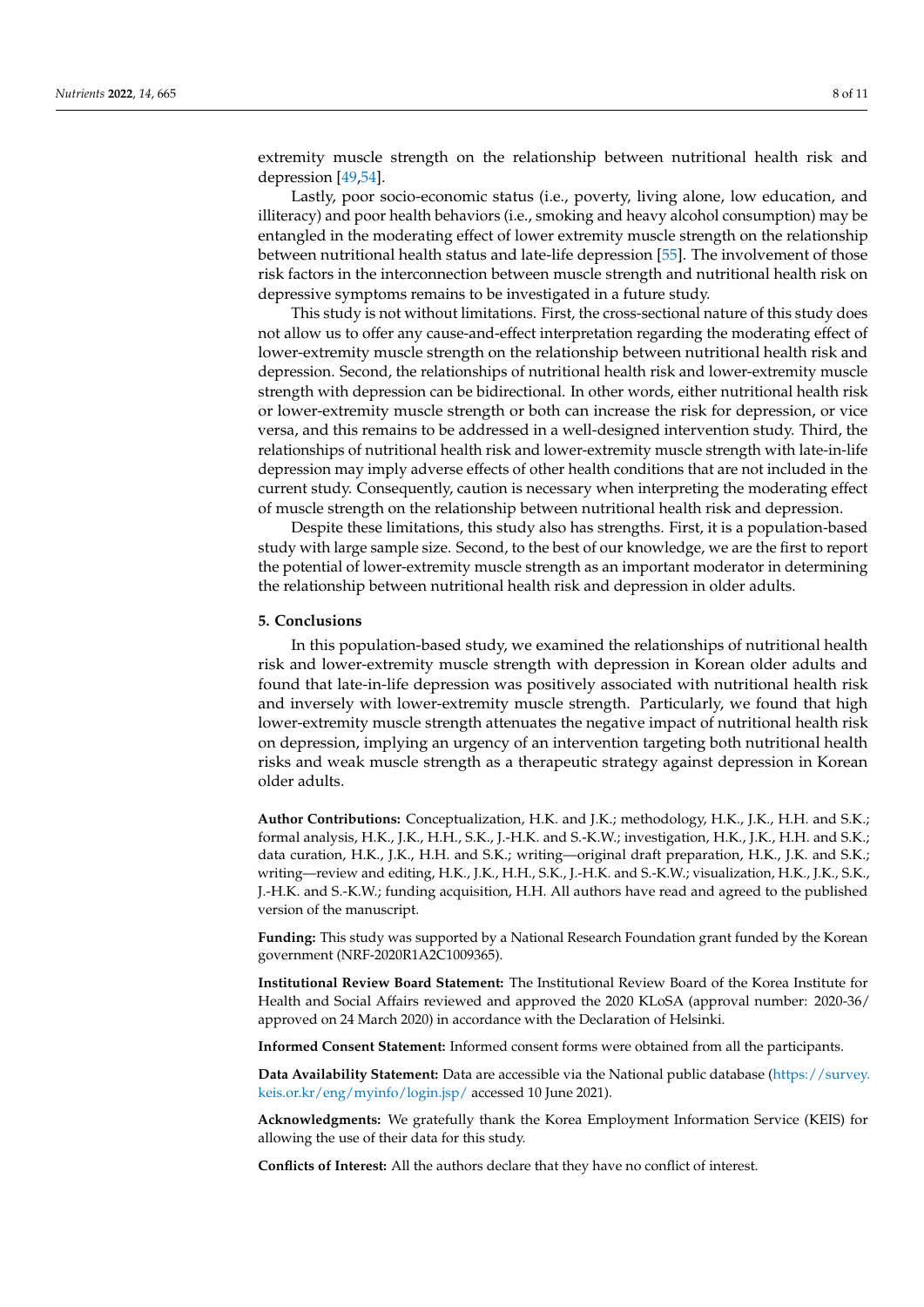extremity muscle strength on the relationship between nutritional health risk and depression [49,54].

Lastly, poor socio-economic status (i.e., poverty, living alone, low education, and illiteracy) and poor health behaviors (i.e., smoking and heavy alcohol consumption) may be entangled in the moderating effect of lower extremity muscle strength on the relationship between nutritional health status and late-life depression [55]. The involvement of those risk factors in the interconnection between muscle strength and nutritional health risk on depressive symptoms remains to be investigated in a future study.

This study is not without limitations. First, the cross-sectional nature of this study does not allow us to offer any cause-and-effect interpretation regarding the moderating effect of lower-extremity muscle strength on the relationship between nutritional health risk and depression. Second, the relationships of nutritional health risk and lower-extremity muscle strength with depression can be bidirectional. In other words, either nutritional health risk or lower-extremity muscle strength or both can increase the risk for depression, or vice versa, and this remains to be addressed in a well-designed intervention study. Third, the relationships of nutritional health risk and lower-extremity muscle strength with late-in-life depression may imply adverse effects of other health conditions that are not included in the current study. Consequently, caution is necessary when interpreting the moderating effect of muscle strength on the relationship between nutritional health risk and depression.

Despite these limitations, this study also has strengths. First, it is a population-based study with large sample size. Second, to the best of our knowledge, we are the first to report the potential of lower-extremity muscle strength as an important moderator in determining the relationship between nutritional health risk and depression in older adults.

## 5. Conclusions

In this population-based study, we examined the relationships of nutritional health risk and lower-extremity muscle strength with depression in Korean older adults and found that late-in-life depression was positively associated with nutritional health risk and inversely with lower-extremity muscle strength. Particularly, we found that high lower-extremity muscle strength attenuates the negative impact of nutritional health risk on depression, implying an urgency of an intervention targeting both nutritional health risks and weak muscle strength as a therapeutic strategy against depression in Korean older adults.

**Author Contributions:** Conceptualization, H.K. and J.K.; methodology, H.K., J.K., H.H. and S.K.; formal analysis, H.K., J.K., H.H., S.K., J.-H.K. and S.-K.W.; investigation, H.K., J.K., H.H. and S.K.; data curation, H.K., J.K., H.H. and S.K.; writing—original draft preparation, H.K., J.K. and S.K.; writing—review and editing, H.K., J.K., H.H., S.K., J.-H.K. and S.-K.W.; visualization, H.K., J.K., S.K., J.-H.K. and S.-K.W.; funding acquisition, H.H. All authors have read and agreed to the published version of the manuscript.

**Funding:** This study was supported by a National Research Foundation grant funded by the Korean government (NRF-2020R1A2C1009365).

**Institutional Review Board Statement:** The Institutional Review Board of the Korea Institute for Health and Social Affairs reviewed and approved the 2020 KLoSA (approval number: 2020-36/ approved on 24 March 2020) in accordance with the Declaration of Helsinki.

**Informed Consent Statement:** Informed consent forms were obtained from all the participants.

**Data Availability Statement:** Data are accessible via the National public database (https://survey.keis.or.kr/eng/myinfo/login.jsp/ accessed 10 June 2021).

**Acknowledgments:** We gratefully thank the Korea Employment Information Service (KEIS) for allowing the use of their data for this study.

**Conflicts of Interest:** All the authors declare that they have no conflict of interest.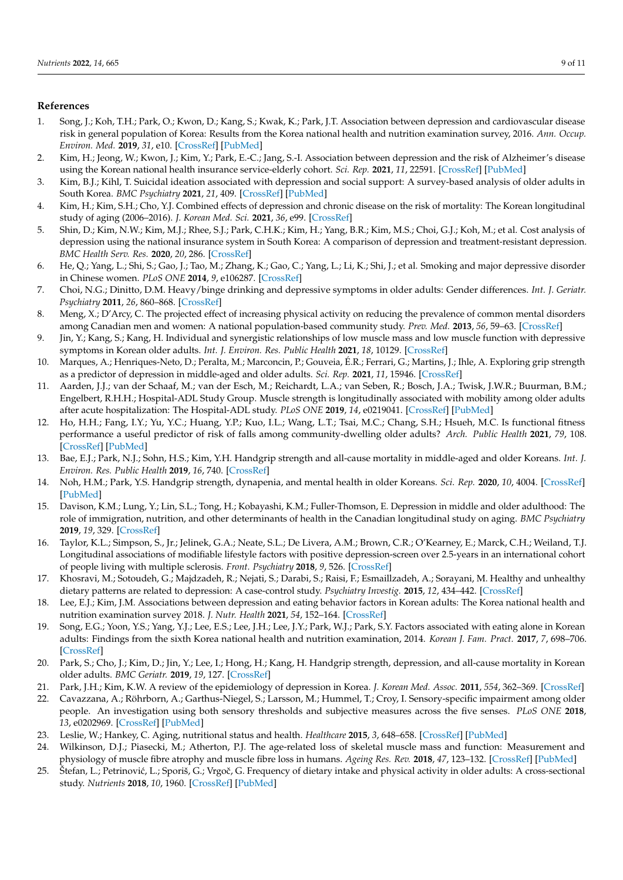## References

1. Song, J.; Koh, T.H.; Park, O.; Kwon, D.; Kang, S.; Kwak, K.; Park, J.T. Association between depression and cardiovascular disease risk in general population of Korea: Results from the Korea national health and nutrition examination survey, 2016. *Ann. Occup. Environ. Med.* **2019**, *31*, e10. [CrossRef] [PubMed]
2. Kim, H.; Jeong, W.; Kwon, J.; Kim, Y.; Park, E.-C.; Jang, S.-I. Association between depression and the risk of Alzheimer's disease using the Korean national health insurance service-elderly cohort. *Sci. Rep.* **2021**, *11*, 22591. [CrossRef] [PubMed]
3. Kim, B.J.; Kihl, T. Suicidal ideation associated with depression and social support: A survey-based analysis of older adults in South Korea. *BMC Psychiatry* **2021**, *21*, 409. [CrossRef] [PubMed]
4. Kim, H.; Kim, S.H.; Cho, Y.J. Combined effects of depression and chronic disease on the risk of mortality: The Korean longitudinal study of aging (2006–2016). *J. Korean Med. Sci.* **2021**, *36*, e99. [CrossRef]
5. Shin, D.; Kim, N.W.; Kim, M.J.; Rhee, S.J.; Park, C.H.K.; Kim, H.; Yang, B.R.; Kim, M.S.; Choi, G.J.; Koh, M.; et al. Cost analysis of depression using the national insurance system in South Korea: A comparison of depression and treatment-resistant depression. *BMC Health Serv. Res.* **2020**, *20*, 286. [CrossRef]
6. He, Q.; Yang, L.; Shi, S.; Gao, J.; Tao, M.; Zhang, K.; Gao, C.; Yang, L.; Li, K.; Shi, J.; et al. Smoking and major depressive disorder in Chinese women. *PLoS ONE* **2014**, *9*, e106287. [CrossRef]
7. Choi, N.G.; Dinitto, D.M. Heavy/binge drinking and depressive symptoms in older adults: Gender differences. *Int. J. Geriatr. Psychiatry* **2011**, *26*, 860–868. [CrossRef]
8. Meng, X.; D'Arcy, C. The projected effect of increasing physical activity on reducing the prevalence of common mental disorders among Canadian men and women: A national population-based community study. *Prev. Med.* **2013**, *56*, 59–63. [CrossRef]
9. Jin, Y.; Kang, S.; Kang, H. Individual and synergistic relationships of low muscle mass and low muscle function with depressive symptoms in Korean older adults. *Int. J. Environ. Res. Public Health* **2021**, *18*, 10129. [CrossRef]
10. Marques, A.; Henriques-Neto, D.; Peralta, M.; Marconcin, P.; Gouveia, É.R.; Ferrari, G.; Martins, J.; Ihle, A. Exploring grip strength as a predictor of depression in middle-aged and older adults. *Sci. Rep.* **2021**, *11*, 15946. [CrossRef]
11. Aarden, J.J.; van der Schaaf, M.; van der Esch, M.; Reichardt, L.A.; van Seben, R.; Bosch, J.A.; Twisk, J.W.R.; Buurman, B.M.; Engelbert, R.H.H.; Hospital-ADL Study Group. Muscle strength is longitudinally associated with mobility among older adults after acute hospitalization: The Hospital-ADL study. *PLoS ONE* **2019**, *14*, e0219041. [CrossRef] [PubMed]
12. Ho, H.H.; Fang, I.Y.; Yu, Y.C.; Huang, Y.P.; Kuo, I.L.; Wang, L.T.; Tsai, M.C.; Chang, S.H.; Hsueh, M.C. Is functional fitness performance a useful predictor of risk of falls among community-dwelling older adults? *Arch. Public Health* **2021**, *79*, 108. [CrossRef] [PubMed]
13. Bae, E.J.; Park, N.J.; Sohn, H.S.; Kim, Y.H. Handgrip strength and all-cause mortality in middle-aged and older Koreans. *Int. J. Environ. Res. Public Health* **2019**, *16*, 740. [CrossRef]
14. Noh, H.M.; Park, Y.S. Handgrip strength, dynapenia, and mental health in older Koreans. *Sci. Rep.* **2020**, *10*, 4004. [CrossRef] [PubMed]
15. Davison, K.M.; Lung, Y.; Lin, S.L.; Tong, H.; Kobayashi, K.M.; Fuller-Thomson, E. Depression in middle and older adulthood: The role of immigration, nutrition, and other determinants of health in the Canadian longitudinal study on aging. *BMC Psychiatry* **2019**, *19*, 329. [CrossRef]
16. Taylor, K.L.; Simpson, S., Jr.; Jelinek, G.A.; Neate, S.L.; De Livera, A.M.; Brown, C.R.; O'Kearney, E.; Marck, C.H.; Weiland, T.J. Longitudinal associations of modifiable lifestyle factors with positive depression-screen over 2.5-years in an international cohort of people living with multiple sclerosis. *Front. Psychiatry* **2018**, *9*, 526. [CrossRef]
17. Khosravi, M.; Sotoudeh, G.; Majdzadeh, R.; Nejati, S.; Darabi, S.; Raisi, F.; Esmaillzadeh, A.; Sorayani, M. Healthy and unhealthy dietary patterns are related to depression: A case-control study. *Psychiatry Investig.* **2015**, *12*, 434–442. [CrossRef]
18. Lee, E.J.; Kim, J.M. Associations between depression and eating behavior factors in Korean adults: The Korea national health and nutrition examination survey 2018. *J. Nutr. Health* **2021**, *54*, 152–164. [CrossRef]
19. Song, E.G.; Yoon, Y.S.; Yang, Y.J.; Lee, E.S.; Lee, J.H.; Lee, J.Y.; Park, W.J.; Park, S.Y. Factors associated with eating alone in Korean adults: Findings from the sixth Korea national health and nutrition examination, 2014. *Korean J. Fam. Pract.* **2017**, *7*, 698–706. [CrossRef]
20. Park, S.; Cho, J.; Kim, D.; Jin, Y.; Lee, I.; Hong, H.; Kang, H. Handgrip strength, depression, and all-cause mortality in Korean older adults. *BMC Geriatr.* **2019**, *19*, 127. [CrossRef]
21. Park, J.H.; Kim, K.W. A review of the epidemiology of depression in Korea. *J. Korean Med. Assoc.* **2011**, *554*, 362–369. [CrossRef]
22. Cavazzana, A.; Röhrborn, A.; Garthus-Niegel, S.; Larsson, M.; Hummel, T.; Croy, I. Sensory-specific impairment among older people. An investigation using both sensory thresholds and subjective measures across the five senses. *PLoS ONE* **2018**, *13*, e0202969. [CrossRef] [PubMed]
23. Leslie, W.; Hankey, C. Aging, nutritional status and health. *Healthcare* **2015**, *3*, 648–658. [CrossRef] [PubMed]
24. Wilkinson, D.J.; Piasecki, M.; Atherton, P.J. The age-related loss of skeletal muscle mass and function: Measurement and physiology of muscle fibre atrophy and muscle fibre loss in humans. *Ageing Res. Rev.* **2018**, *47*, 123–132. [CrossRef] [PubMed]
25. Štefan, L.; Petrinović, L.; Sporiš, G.; Vrgoč, G. Frequency of dietary intake and physical activity in older adults: A cross-sectional study. *Nutrients* **2018**, *10*, 1960. [CrossRef] [PubMed]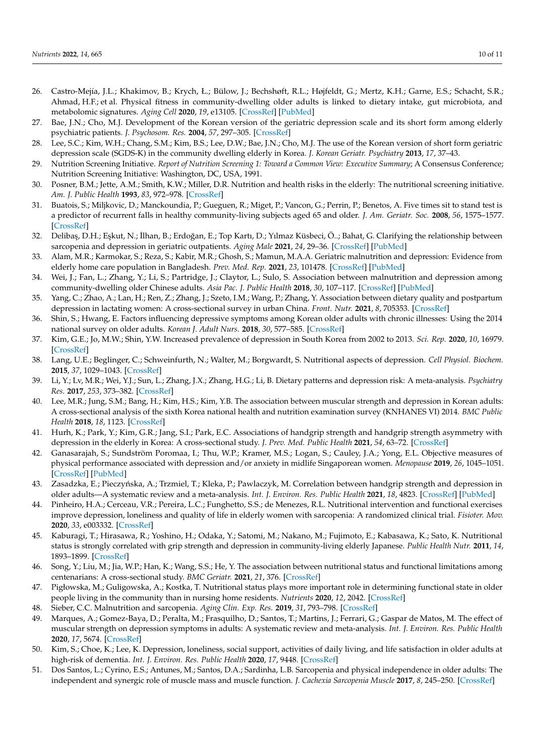26. Castro-Mejía, J.L.; Khakimov, B.; Krych, Ł.; Bülow, J.; Bechshøft, R.L.; Højfeldt, G.; Mertz, K.H.; Garne, E.S.; Schacht, S.R.; Ahmad, H.F.; et al. Physical fitness in community-dwelling older adults is linked to dietary intake, gut microbiota, and metabolomic signatures. *Aging Cell* **2020**, *19*, e13105. [CrossRef] [PubMed]
27. Bae, J.N.; Cho, M.J. Development of the Korean version of the geriatric depression scale and its short form among elderly psychiatric patients. *J. Psychosom. Res.* **2004**, *57*, 297–305. [CrossRef]
28. Lee, S.C.; Kim, W.H.; Chang, S.M.; Kim, B.S.; Lee, D.W.; Bae, J.N.; Cho, M.J. The use of the Korean version of short form geriatric depression scale (SGDS-K) in the community dwelling elderly in Korea. *J. Korean Geriatr. Psychiatry* **2013**, *17*, 37–43.
29. Nutrition Screening Initiative. *Report of Nutrition Screening 1: Toward a Common View: Executive Summary*; A Consensus Conference; Nutrition Screening Initiative: Washington, DC, USA, 1991.
30. Posner, B.M.; Jette, A.M.; Smith, K.W.; Miller, D.R. Nutrition and health risks in the elderly: The nutritional screening initiative. *Am. J. Public Health* **1993**, *83*, 972–978. [CrossRef]
31. Buatois, S.; Miljkovic, D.; Manckoundia, P.; Gueguen, R.; Miget, P.; Vancon, G.; Perrin, P.; Benetos, A. Five times sit to stand test is a predictor of recurrent falls in healthy community-living subjects aged 65 and older. *J. Am. Geriatr. Soc.* **2008**, *56*, 1575–1577. [CrossRef]
32. Delibaş, D.H.; Eşkut, N.; İlhan, B.; Erdoğan, E.; Top Kartı, D.; Yılmaz Küsbeci, Ö..; Bahat, G. Clarifying the relationship between sarcopenia and depression in geriatric outpatients. *Aging Male* **2021**, *24*, 29–36. [CrossRef] [PubMed]
33. Alam, M.R.; Karmokar, S.; Reza, S.; Kabir, M.R.; Ghosh, S.; Mamun, M.A.A. Geriatric malnutrition and depression: Evidence from elderly home care population in Bangladesh. *Prev. Med. Rep.* **2021**, *23*, 101478. [CrossRef] [PubMed]
34. Wei, J.; Fan, L.; Zhang, Y.; Li, S.; Partridge, J.; Claytor, L.; Sulo, S. Association between malnutrition and depression among community-dwelling older Chinese adults. *Asia Pac. J. Public Health* **2018**, *30*, 107–117. [CrossRef] [PubMed]
35. Yang, C.; Zhao, A.; Lan, H.; Ren, Z.; Zhang, J.; Szeto, I.M.; Wang, P.; Zhang, Y. Association between dietary quality and postpartum depression in lactating women: A cross-sectional survey in urban China. *Front. Nutr.* **2021**, *8*, 705353. [CrossRef]
36. Shin, S.; Hwang, E. Factors influencing depressive symptoms among Korean older adults with chronic illnesses: Using the 2014 national survey on older adults. *Korean J. Adult Nurs.* **2018**, *30*, 577–585. [CrossRef]
37. Kim, G.E.; Jo, M.W.; Shin, Y.W. Increased prevalence of depression in South Korea from 2002 to 2013. *Sci. Rep.* **2020**, *10*, 16979. [CrossRef]
38. Lang, U.E.; Beglinger, C.; Schweinfurth, N.; Walter, M.; Borgwardt, S. Nutritional aspects of depression. *Cell Physiol. Biochem.* **2015**, *37*, 1029–1043. [CrossRef]
39. Li, Y.; Lv, M.R.; Wei, Y.J.; Sun, L.; Zhang, J.X.; Zhang, H.G.; Li, B. Dietary patterns and depression risk: A meta-analysis. *Psychiatry Res.* **2017**, *253*, 373–382. [CrossRef]
40. Lee, M.R.; Jung, S.M.; Bang, H.; Kim, H.S.; Kim, Y.B. The association between muscular strength and depression in Korean adults: A cross-sectional analysis of the sixth Korea national health and nutrition examination survey (KNHANES VI) 2014. *BMC Public Health* **2018**, *18*, 1123. [CrossRef]
41. Hurh, K.; Park, Y.; Kim, G.R.; Jang, S.I.; Park, E.C. Associations of handgrip strength and handgrip strength asymmetry with depression in the elderly in Korea: A cross-sectional study. *J. Prev. Med. Public Health* **2021**, *54*, 63–72. [CrossRef]
42. Ganasarajah, S.; Sundström Poromaa, I.; Thu, W.P.; Kramer, M.S.; Logan, S.; Cauley, J.A.; Yong, E.L. Objective measures of physical performance associated with depression and/or anxiety in midlife Singaporean women. *Menopause* **2019**, *26*, 1045–1051. [CrossRef] [PubMed]
43. Zasadzka, E.; Pieczyńska, A.; Trzmiel, T.; Kleka, P.; Pawlaczyk, M. Correlation between handgrip strength and depression in older adults—A systematic review and a meta-analysis. *Int. J. Environ. Res. Public Health* **2021**, *18*, 4823. [CrossRef] [PubMed]
44. Pinheiro, H.A.; Cerceau, V.R.; Pereira, L.C.; Funghetto, S.S.; de Menezes, R.L. Nutritional intervention and functional exercises improve depression, loneliness and quality of life in elderly women with sarcopenia: A randomized clinical trial. *Fisioter. Mov.* **2020**, *33*, e003332. [CrossRef]
45. Kaburagi, T.; Hirasawa, R.; Yoshino, H.; Odaka, Y.; Satomi, M.; Nakano, M.; Fujimoto, E.; Kabasawa, K.; Sato, K. Nutritional status is strongly correlated with grip strength and depression in community-living elderly Japanese. *Public Health Nutr.* **2011**, *14*, 1893–1899. [CrossRef]
46. Song, Y.; Liu, M.; Jia, W.P.; Han, K.; Wang, S.S.; He, Y. The association between nutritional status and functional limitations among centenarians: A cross-sectional study. *BMC Geriatr.* **2021**, *21*, 376. [CrossRef]
47. Pigłowska, M.; Guligowska, A.; Kostka, T. Nutritional status plays more important role in determining functional state in older people living in the community than in nursing home residents. *Nutrients* **2020**, *12*, 2042. [CrossRef]
48. Sieber, C.C. Malnutrition and sarcopenia. *Aging Clin. Exp. Res.* **2019**, *31*, 793–798. [CrossRef]
49. Marques, A.; Gomez-Baya, D.; Peralta, M.; Frasquilho, D.; Santos, T.; Martins, J.; Ferrari, G.; Gaspar de Matos, M. The effect of muscular strength on depression symptoms in adults: A systematic review and meta-analysis. *Int. J. Environ. Res. Public Health* **2020**, *17*, 5674. [CrossRef]
50. Kim, S.; Choe, K.; Lee, K. Depression, loneliness, social support, activities of daily living, and life satisfaction in older adults at high-risk of dementia. *Int. J. Environ. Res. Public Health* **2020**, *17*, 9448. [CrossRef]
51. Dos Santos, L.; Cyrino, E.S.; Antunes, M.; Santos, D.A.; Sardinha, L.B. Sarcopenia and physical independence in older adults: The independent and synergic role of muscle mass and muscle function. *J. Cachexia Sarcopenia Muscle* **2017**, *8*, 245–250. [CrossRef]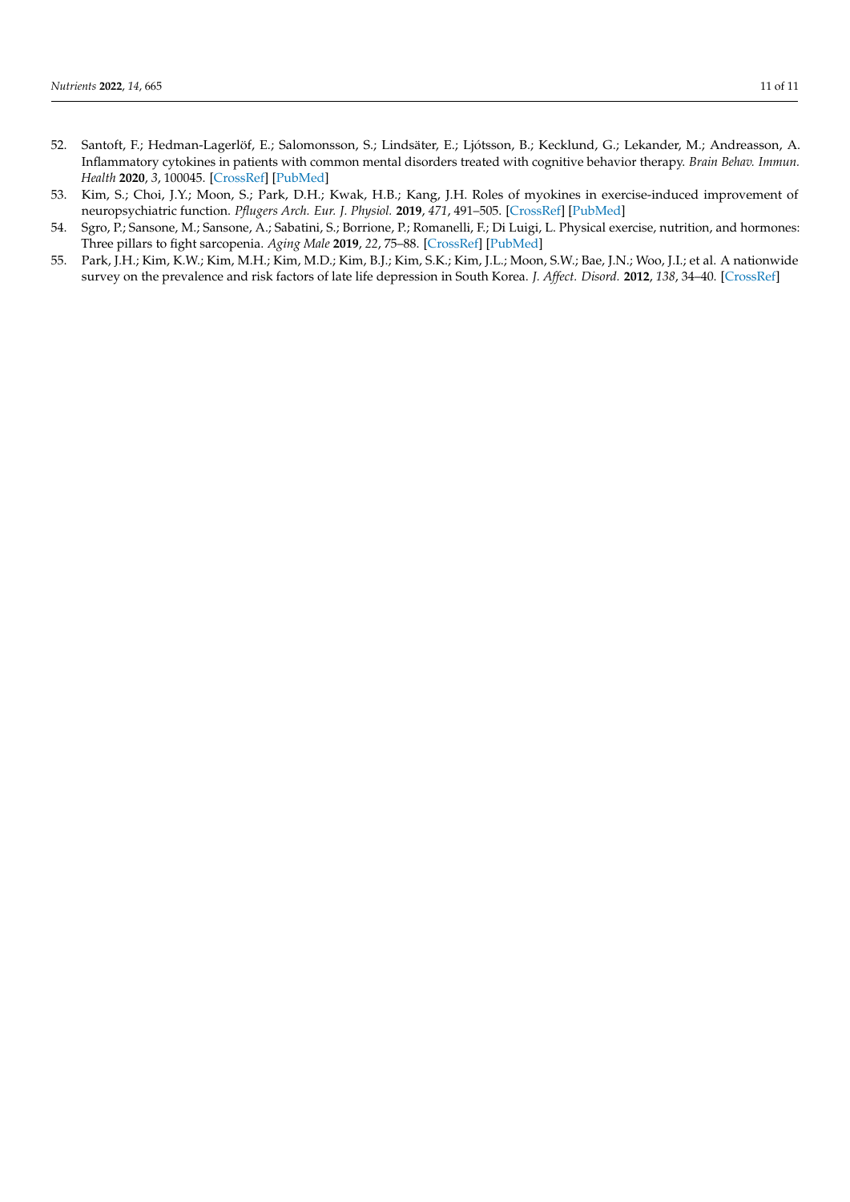52. Santoft, F.; Hedman-Lagerlöf, E.; Salomonsson, S.; Lindsäter, E.; Ljótsson, B.; Kecklund, G.; Lekander, M.; Andreasson, A. Inflammatory cytokines in patients with common mental disorders treated with cognitive behavior therapy. *Brain Behav. Immun. Health* **2020**, *3*, 100045. [CrossRef] [PubMed]
53. Kim, S.; Choi, J.Y.; Moon, S.; Park, D.H.; Kwak, H.B.; Kang, J.H. Roles of myokines in exercise-induced improvement of neuropsychiatric function. *Pflugers Arch. Eur. J. Physiol.* **2019**, *471*, 491–505. [CrossRef] [PubMed]
54. Sgro, P.; Sansone, M.; Sansone, A.; Sabatini, S.; Borrione, P.; Romanelli, F.; Di Luigi, L. Physical exercise, nutrition, and hormones: Three pillars to fight sarcopenia. *Aging Male* **2019**, *22*, 75–88. [CrossRef] [PubMed]
55. Park, J.H.; Kim, K.W.; Kim, M.H.; Kim, M.D.; Kim, B.J.; Kim, S.K.; Kim, J.L.; Moon, S.W.; Bae, J.N.; Woo, J.I.; et al. A nationwide survey on the prevalence and risk factors of late life depression in South Korea. *J. Affect. Disord.* **2012**, *138*, 34–40. [CrossRef]